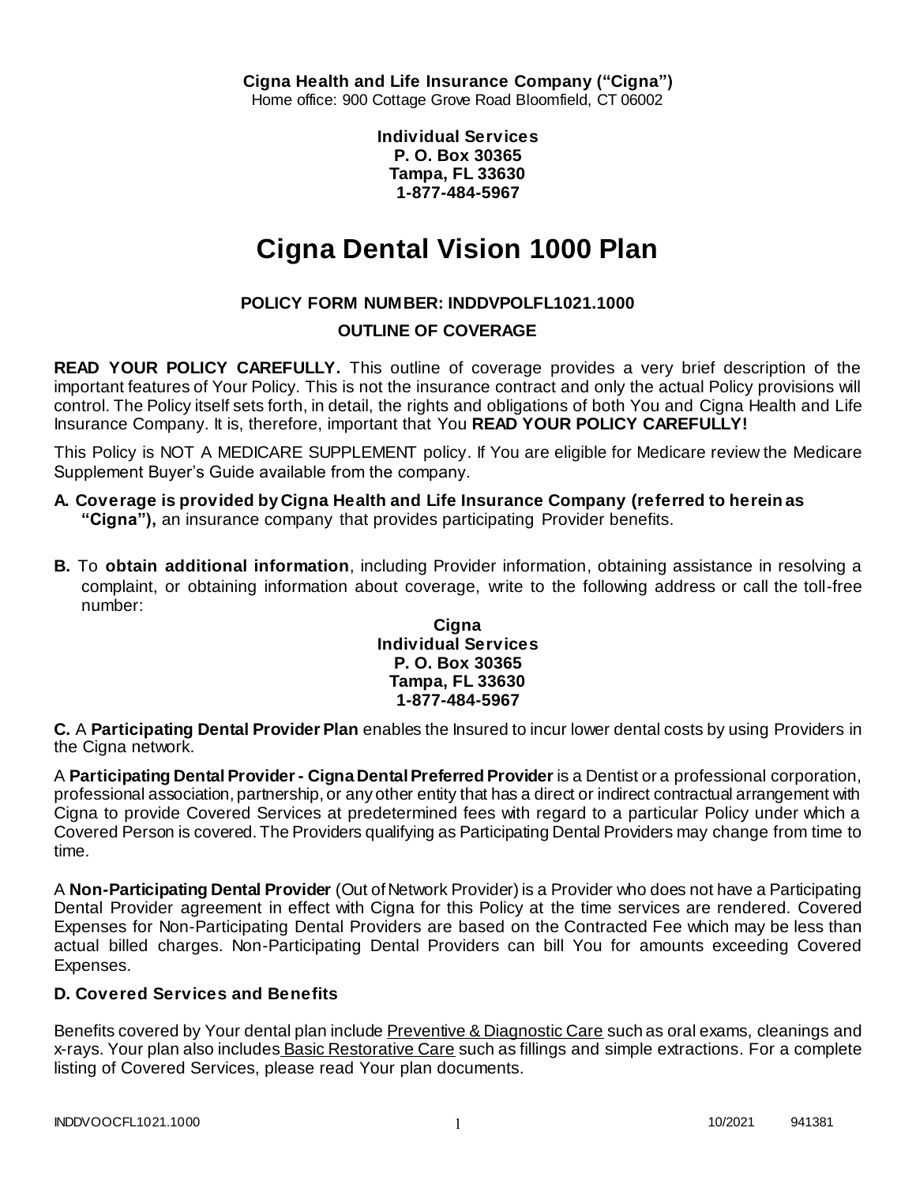**Cigna Health and Life Insurance Company ("Cigna")**
Home office: 900 Cottage Grove Road Bloomfield, CT 06002

**Individual Services**
**P. O. Box 30365**
**Tampa, FL 33630**
**1-877-484-5967**

# Cigna Dental Vision 1000 Plan

### POLICY FORM NUMBER: INDDVPOLFL1021.1000

### OUTLINE OF COVERAGE

**READ YOUR POLICY CAREFULLY.** This outline of coverage provides a very brief description of the important features of Your Policy. This is not the insurance contract and only the actual Policy provisions will control. The Policy itself sets forth, in detail, the rights and obligations of both You and Cigna Health and Life Insurance Company. It is, therefore, important that You **READ YOUR POLICY CAREFULLY!**

This Policy is NOT A MEDICARE SUPPLEMENT policy. If You are eligible for Medicare review the Medicare Supplement Buyer's Guide available from the company.

**A. Coverage is provided by Cigna Health and Life Insurance Company (referred to herein as "Cigna"),** an insurance company that provides participating Provider benefits.

**B.** To **obtain additional information**, including Provider information, obtaining assistance in resolving a complaint, or obtaining information about coverage, write to the following address or call the toll-free number:

**Cigna**
**Individual Services**
**P. O. Box 30365**
**Tampa, FL 33630**
**1-877-484-5967**

**C.** A **Participating Dental Provider Plan** enables the Insured to incur lower dental costs by using Providers in the Cigna network.

A **Participating Dental Provider - Cigna Dental Preferred Provider** is a Dentist or a professional corporation, professional association, partnership, or any other entity that has a direct or indirect contractual arrangement with Cigna to provide Covered Services at predetermined fees with regard to a particular Policy under which a Covered Person is covered. The Providers qualifying as Participating Dental Providers may change from time to time.

A **Non-Participating Dental Provider** (Out of Network Provider) is a Provider who does not have a Participating Dental Provider agreement in effect with Cigna for this Policy at the time services are rendered. Covered Expenses for Non-Participating Dental Providers are based on the Contracted Fee which may be less than actual billed charges. Non-Participating Dental Providers can bill You for amounts exceeding Covered Expenses.

### D. Covered Services and Benefits

Benefits covered by Your dental plan include Preventive & Diagnostic Care such as oral exams, cleanings and x-rays. Your plan also includes Basic Restorative Care such as fillings and simple extractions. For a complete listing of Covered Services, please read Your plan documents.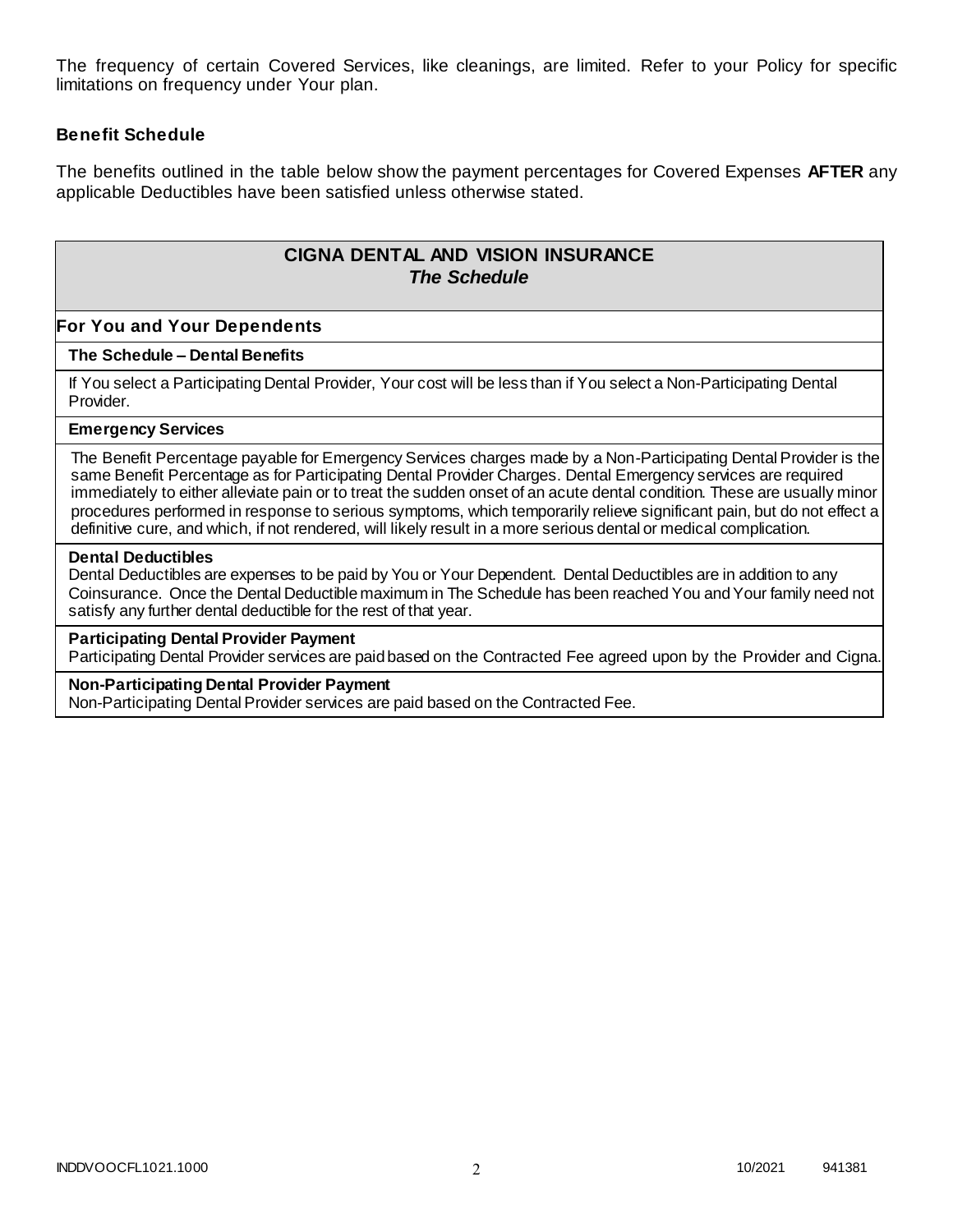The frequency of certain Covered Services, like cleanings, are limited. Refer to your Policy for specific limitations on frequency under Your plan.

### Benefit Schedule

The benefits outlined in the table below show the payment percentages for Covered Expenses **AFTER** any applicable Deductibles have been satisfied unless otherwise stated.

| **CIGNA DENTAL AND VISION INSURANCE** ***The Schedule*** |
|---|
| **For You and Your Dependents** |
| **The Schedule – Dental Benefits** |
| If You select a Participating Dental Provider, Your cost will be less than if You select a Non-Participating Dental Provider. |
| **Emergency Services** |
| The Benefit Percentage payable for Emergency Services charges made by a Non-Participating Dental Provider is the same Benefit Percentage as for Participating Dental Provider Charges. Dental Emergency services are required immediately to either alleviate pain or to treat the sudden onset of an acute dental condition. These are usually minor procedures performed in response to serious symptoms, which temporarily relieve significant pain, but do not effect a definitive cure, and which, if not rendered, will likely result in a more serious dental or medical complication. |
| **Dental Deductibles** Dental Deductibles are expenses to be paid by You or Your Dependent. Dental Deductibles are in addition to any Coinsurance. Once the Dental Deductible maximum in The Schedule has been reached You and Your family need not satisfy any further dental deductible for the rest of that year. |
| **Participating Dental Provider Payment** Participating Dental Provider services are paid based on the Contracted Fee agreed upon by the Provider and Cigna. |
| **Non-Participating Dental Provider Payment** Non-Participating Dental Provider services are paid based on the Contracted Fee. |

INDDVOOCFL1021.1000 10/2021 941381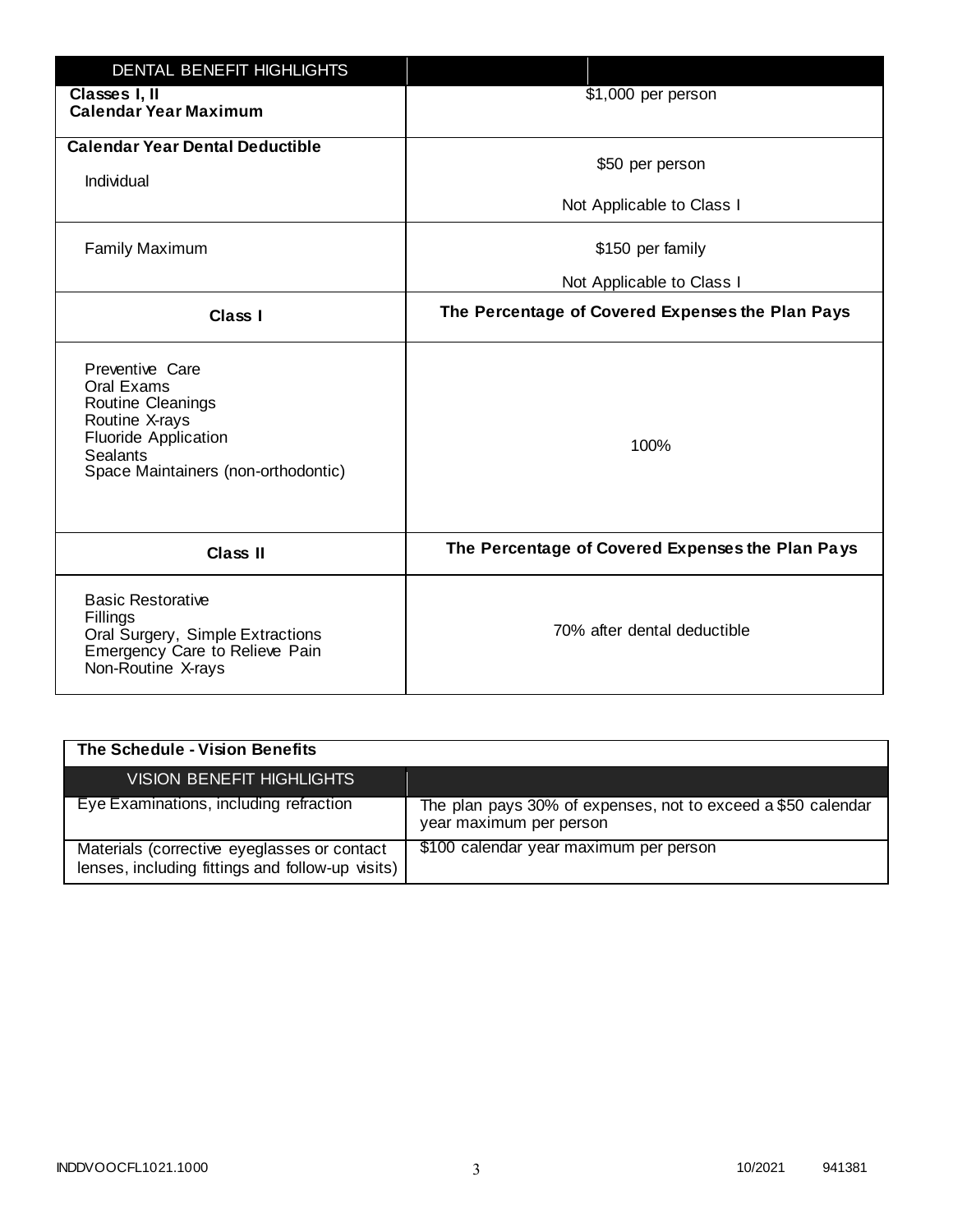| DENTAL BENEFIT HIGHLIGHTS | |
|---|---|
| **Classes I, II Calendar Year Maximum** | $1,000 per person |
| **Calendar Year Dental Deductible** Individual | $50 per person Not Applicable to Class I |
| Family Maximum | $150 per family Not Applicable to Class I |
| **Class I** | **The Percentage of Covered Expenses the Plan Pays** |
| Preventive Care Oral Exams Routine Cleanings Routine X-rays Fluoride Application Sealants Space Maintainers (non-orthodontic) | 100% |
| **Class II** | **The Percentage of Covered Expenses the Plan Pays** |
| Basic Restorative Fillings Oral Surgery, Simple Extractions Emergency Care to Relieve Pain Non-Routine X-rays | 70% after dental deductible |

**The Schedule - Vision Benefits**

| VISION BENEFIT HIGHLIGHTS | |
|---|---|
| Eye Examinations, including refraction | The plan pays 30% of expenses, not to exceed a $50 calendar year maximum per person |
| Materials (corrective eyeglasses or contact lenses, including fittings and follow-up visits) | $100 calendar year maximum per person |

INDDVOOCFL1021.1000 10/2021 941381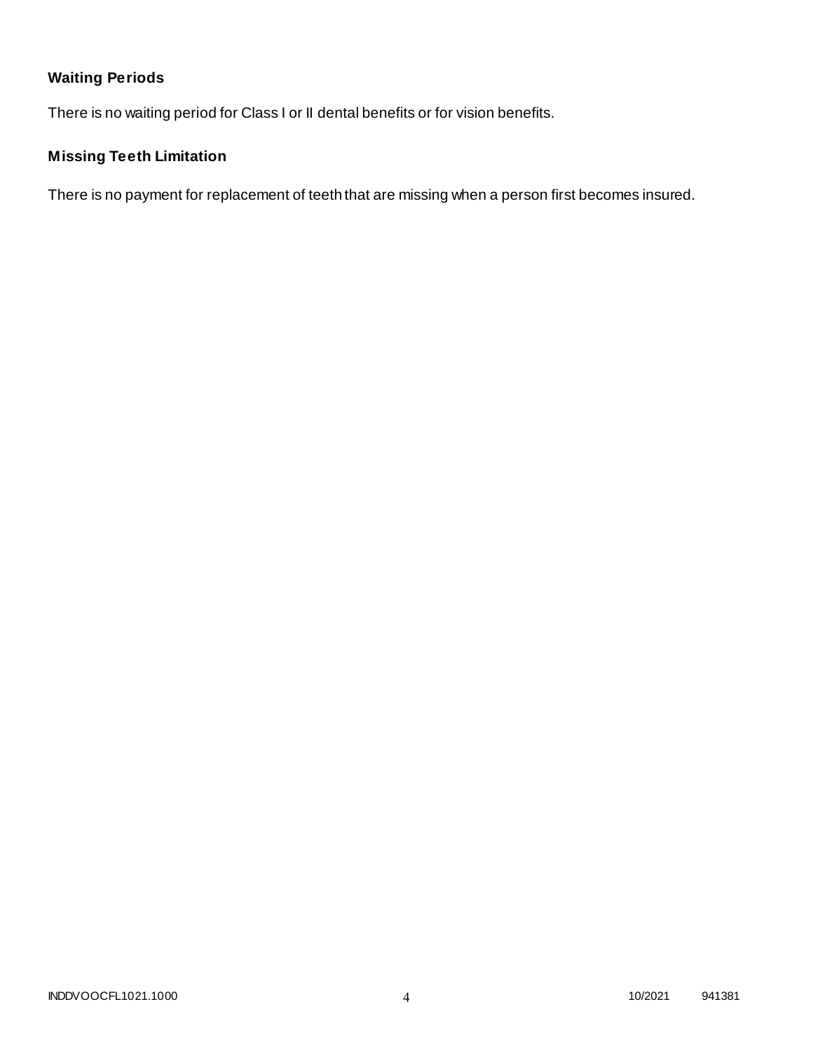## Waiting Periods

There is no waiting period for Class I or II dental benefits or for vision benefits.

## Missing Teeth Limitation

There is no payment for replacement of teeth that are missing when a person first becomes insured.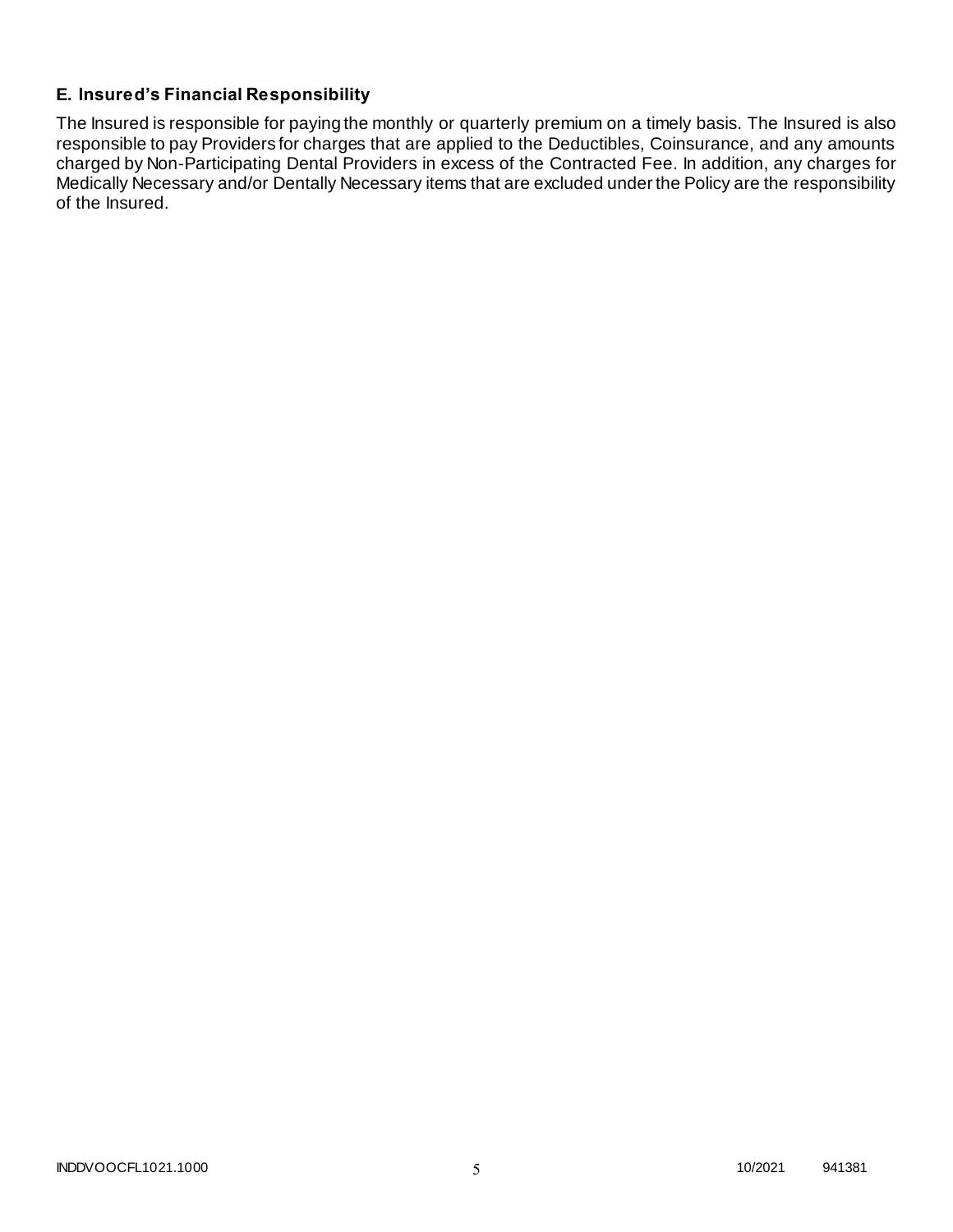### E. Insured's Financial Responsibility

The Insured is responsible for paying the monthly or quarterly premium on a timely basis. The Insured is also responsible to pay Providers for charges that are applied to the Deductibles, Coinsurance, and any amounts charged by Non-Participating Dental Providers in excess of the Contracted Fee. In addition, any charges for Medically Necessary and/or Dentally Necessary items that are excluded under the Policy are the responsibility of the Insured.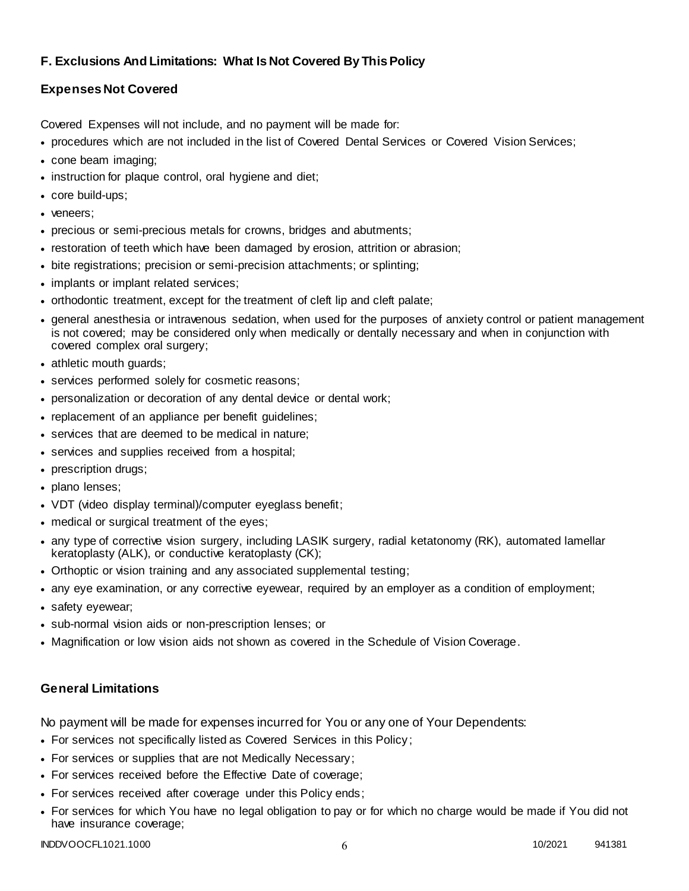## F. Exclusions And Limitations: What Is Not Covered By This Policy

### Expenses Not Covered

Covered Expenses will not include, and no payment will be made for:

- procedures which are not included in the list of Covered Dental Services or Covered Vision Services;
- cone beam imaging;
- instruction for plaque control, oral hygiene and diet;
- core build-ups;
- veneers;
- precious or semi-precious metals for crowns, bridges and abutments;
- restoration of teeth which have been damaged by erosion, attrition or abrasion;
- bite registrations; precision or semi-precision attachments; or splinting;
- implants or implant related services;
- orthodontic treatment, except for the treatment of cleft lip and cleft palate;
- general anesthesia or intravenous sedation, when used for the purposes of anxiety control or patient management is not covered; may be considered only when medically or dentally necessary and when in conjunction with covered complex oral surgery;
- athletic mouth guards;
- services performed solely for cosmetic reasons;
- personalization or decoration of any dental device or dental work;
- replacement of an appliance per benefit guidelines;
- services that are deemed to be medical in nature;
- services and supplies received from a hospital;
- prescription drugs;
- plano lenses;
- VDT (video display terminal)/computer eyeglass benefit;
- medical or surgical treatment of the eyes;
- any type of corrective vision surgery, including LASIK surgery, radial ketatonomy (RK), automated lamellar keratoplasty (ALK), or conductive keratoplasty (CK);
- Orthoptic or vision training and any associated supplemental testing;
- any eye examination, or any corrective eyewear, required by an employer as a condition of employment;
- safety eyewear;
- sub-normal vision aids or non-prescription lenses; or
- Magnification or low vision aids not shown as covered in the Schedule of Vision Coverage.

### General Limitations

No payment will be made for expenses incurred for You or any one of Your Dependents:

- For services not specifically listed as Covered Services in this Policy;
- For services or supplies that are not Medically Necessary;
- For services received before the Effective Date of coverage;
- For services received after coverage under this Policy ends;
- For services for which You have no legal obligation to pay or for which no charge would be made if You did not have insurance coverage;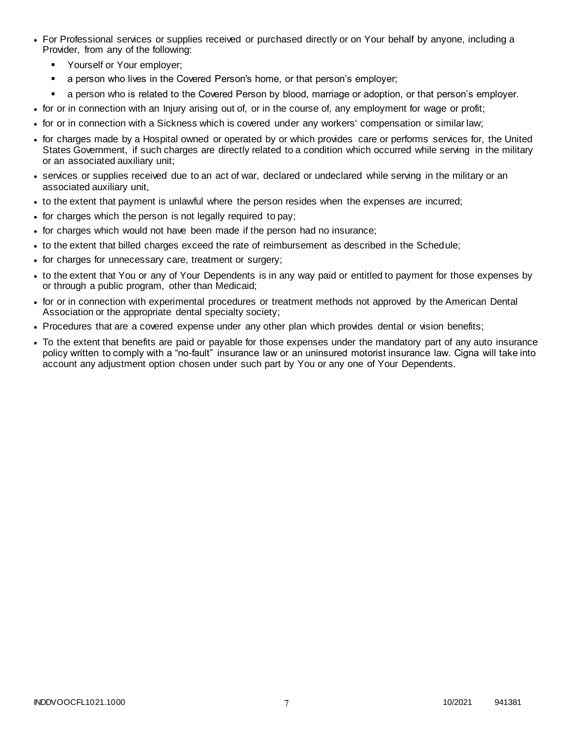- For Professional services or supplies received or purchased directly or on Your behalf by anyone, including a Provider, from any of the following:
  - Yourself or Your employer;
  - a person who lives in the Covered Person's home, or that person's employer;
  - a person who is related to the Covered Person by blood, marriage or adoption, or that person's employer.
- for or in connection with an Injury arising out of, or in the course of, any employment for wage or profit;
- for or in connection with a Sickness which is covered under any workers' compensation or similar law;
- for charges made by a Hospital owned or operated by or which provides care or performs services for, the United States Government, if such charges are directly related to a condition which occurred while serving in the military or an associated auxiliary unit;
- services or supplies received due to an act of war, declared or undeclared while serving in the military or an associated auxiliary unit,
- to the extent that payment is unlawful where the person resides when the expenses are incurred;
- for charges which the person is not legally required to pay;
- for charges which would not have been made if the person had no insurance;
- to the extent that billed charges exceed the rate of reimbursement as described in the Schedule;
- for charges for unnecessary care, treatment or surgery;
- to the extent that You or any of Your Dependents is in any way paid or entitled to payment for those expenses by or through a public program, other than Medicaid;
- for or in connection with experimental procedures or treatment methods not approved by the American Dental Association or the appropriate dental specialty society;
- Procedures that are a covered expense under any other plan which provides dental or vision benefits;
- To the extent that benefits are paid or payable for those expenses under the mandatory part of any auto insurance policy written to comply with a "no-fault" insurance law or an uninsured motorist insurance law. Cigna will take into account any adjustment option chosen under such part by You or any one of Your Dependents.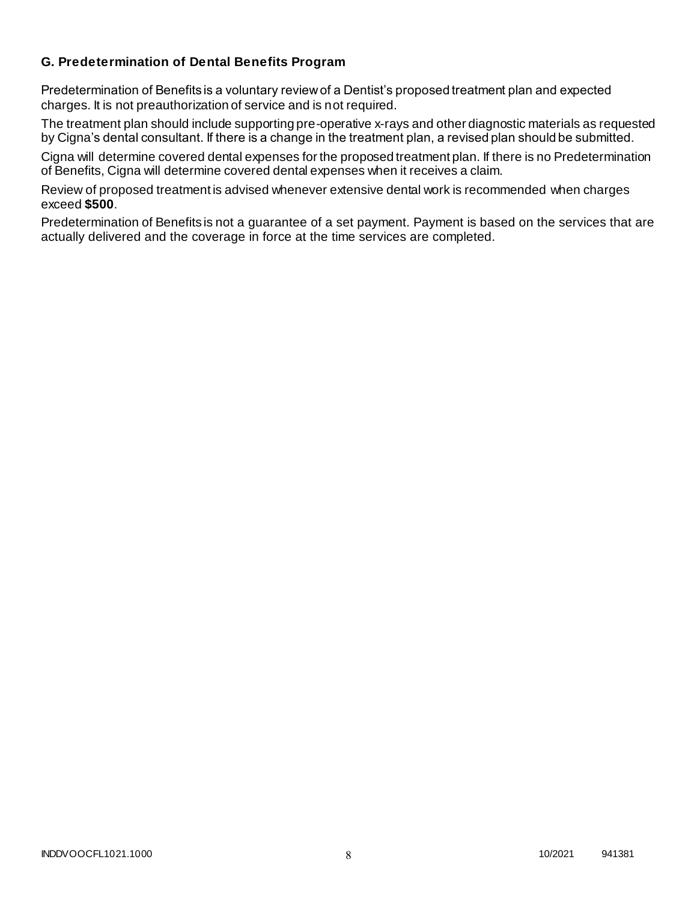### G. Predetermination of Dental Benefits Program

Predetermination of Benefits is a voluntary review of a Dentist's proposed treatment plan and expected charges. It is not preauthorization of service and is not required.

The treatment plan should include supporting pre-operative x-rays and other diagnostic materials as requested by Cigna's dental consultant. If there is a change in the treatment plan, a revised plan should be submitted.

Cigna will determine covered dental expenses for the proposed treatment plan. If there is no Predetermination of Benefits, Cigna will determine covered dental expenses when it receives a claim.

Review of proposed treatment is advised whenever extensive dental work is recommended when charges exceed **$500**.

Predetermination of Benefits is not a guarantee of a set payment. Payment is based on the services that are actually delivered and the coverage in force at the time services are completed.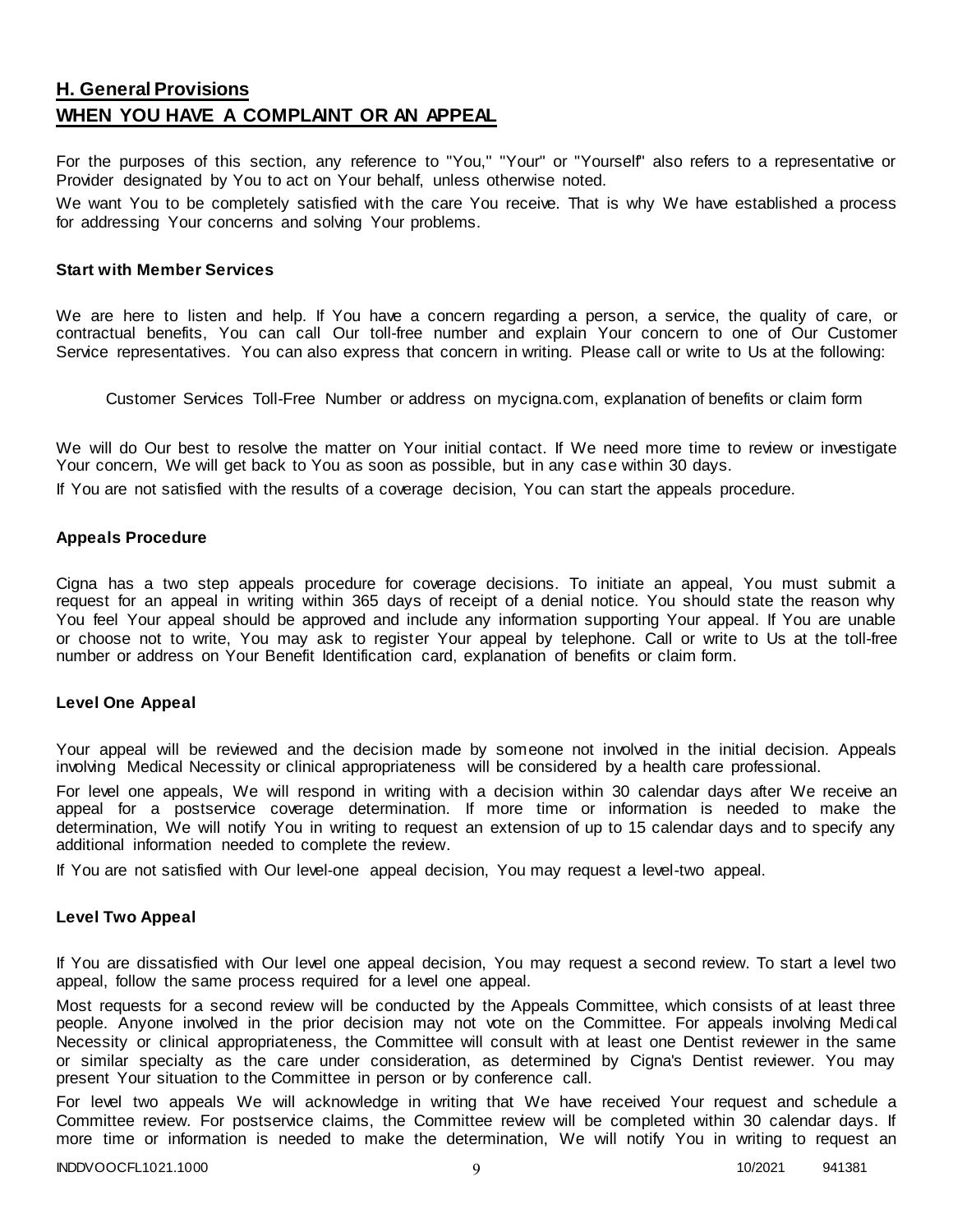## H. General Provisions

## WHEN YOU HAVE A COMPLAINT OR AN APPEAL

For the purposes of this section, any reference to "You," "Your" or "Yourself" also refers to a representative or Provider designated by You to act on Your behalf, unless otherwise noted.

We want You to be completely satisfied with the care You receive. That is why We have established a process for addressing Your concerns and solving Your problems.

### Start with Member Services

We are here to listen and help. If You have a concern regarding a person, a service, the quality of care, or contractual benefits, You can call Our toll-free number and explain Your concern to one of Our Customer Service representatives. You can also express that concern in writing. Please call or write to Us at the following:

Customer Services Toll-Free Number or address on mycigna.com, explanation of benefits or claim form

We will do Our best to resolve the matter on Your initial contact. If We need more time to review or investigate Your concern, We will get back to You as soon as possible, but in any case within 30 days.

If You are not satisfied with the results of a coverage decision, You can start the appeals procedure.

### Appeals Procedure

Cigna has a two step appeals procedure for coverage decisions. To initiate an appeal, You must submit a request for an appeal in writing within 365 days of receipt of a denial notice. You should state the reason why You feel Your appeal should be approved and include any information supporting Your appeal. If You are unable or choose not to write, You may ask to register Your appeal by telephone. Call or write to Us at the toll-free number or address on Your Benefit Identification card, explanation of benefits or claim form.

### Level One Appeal

Your appeal will be reviewed and the decision made by someone not involved in the initial decision. Appeals involving Medical Necessity or clinical appropriateness will be considered by a health care professional.

For level one appeals, We will respond in writing with a decision within 30 calendar days after We receive an appeal for a postservice coverage determination. If more time or information is needed to make the determination, We will notify You in writing to request an extension of up to 15 calendar days and to specify any additional information needed to complete the review.

If You are not satisfied with Our level-one appeal decision, You may request a level-two appeal.

### Level Two Appeal

If You are dissatisfied with Our level one appeal decision, You may request a second review. To start a level two appeal, follow the same process required for a level one appeal.

Most requests for a second review will be conducted by the Appeals Committee, which consists of at least three people. Anyone involved in the prior decision may not vote on the Committee. For appeals involving Medical Necessity or clinical appropriateness, the Committee will consult with at least one Dentist reviewer in the same or similar specialty as the care under consideration, as determined by Cigna's Dentist reviewer. You may present Your situation to the Committee in person or by conference call.

For level two appeals We will acknowledge in writing that We have received Your request and schedule a Committee review. For postservice claims, the Committee review will be completed within 30 calendar days. If more time or information is needed to make the determination, We will notify You in writing to request an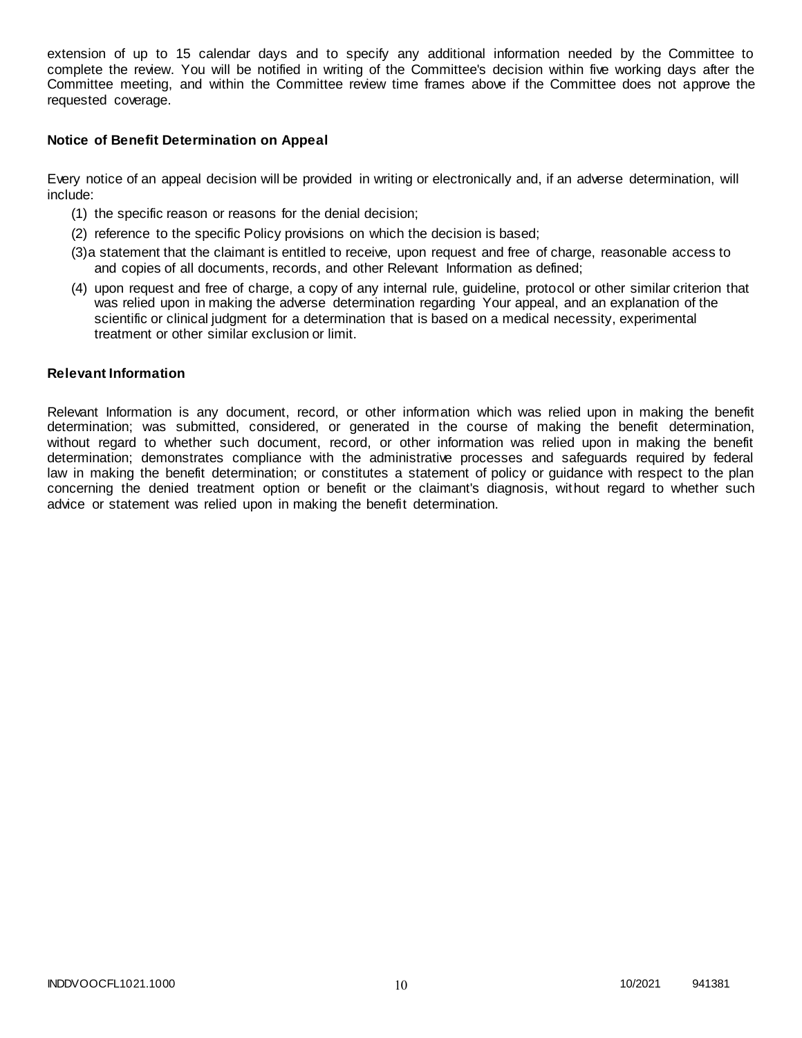extension of up to 15 calendar days and to specify any additional information needed by the Committee to complete the review. You will be notified in writing of the Committee's decision within five working days after the Committee meeting, and within the Committee review time frames above if the Committee does not approve the requested coverage.

### Notice of Benefit Determination on Appeal

Every notice of an appeal decision will be provided in writing or electronically and, if an adverse determination, will include:

(1) the specific reason or reasons for the denial decision;

(2) reference to the specific Policy provisions on which the decision is based;

(3) a statement that the claimant is entitled to receive, upon request and free of charge, reasonable access to and copies of all documents, records, and other Relevant Information as defined;

(4) upon request and free of charge, a copy of any internal rule, guideline, protocol or other similar criterion that was relied upon in making the adverse determination regarding Your appeal, and an explanation of the scientific or clinical judgment for a determination that is based on a medical necessity, experimental treatment or other similar exclusion or limit.

### Relevant Information

Relevant Information is any document, record, or other information which was relied upon in making the benefit determination; was submitted, considered, or generated in the course of making the benefit determination, without regard to whether such document, record, or other information was relied upon in making the benefit determination; demonstrates compliance with the administrative processes and safeguards required by federal law in making the benefit determination; or constitutes a statement of policy or guidance with respect to the plan concerning the denied treatment option or benefit or the claimant's diagnosis, without regard to whether such advice or statement was relied upon in making the benefit determination.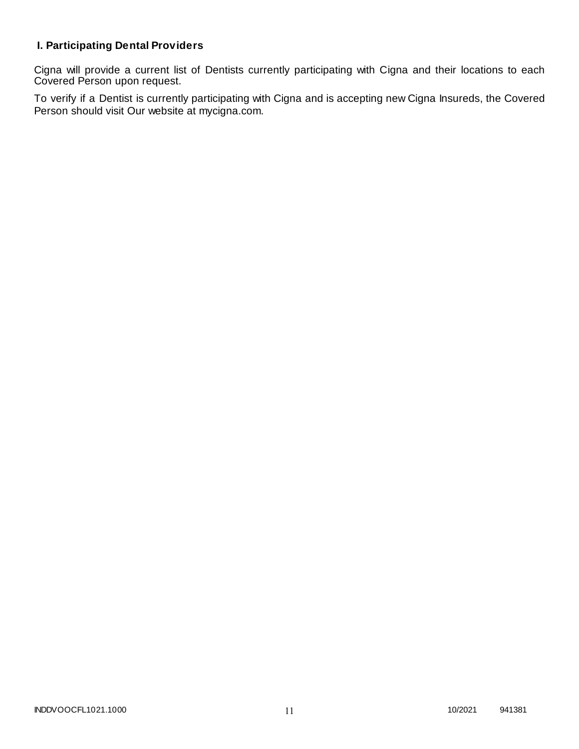### I. Participating Dental Providers

Cigna will provide a current list of Dentists currently participating with Cigna and their locations to each Covered Person upon request.

To verify if a Dentist is currently participating with Cigna and is accepting new Cigna Insureds, the Covered Person should visit Our website at mycigna.com.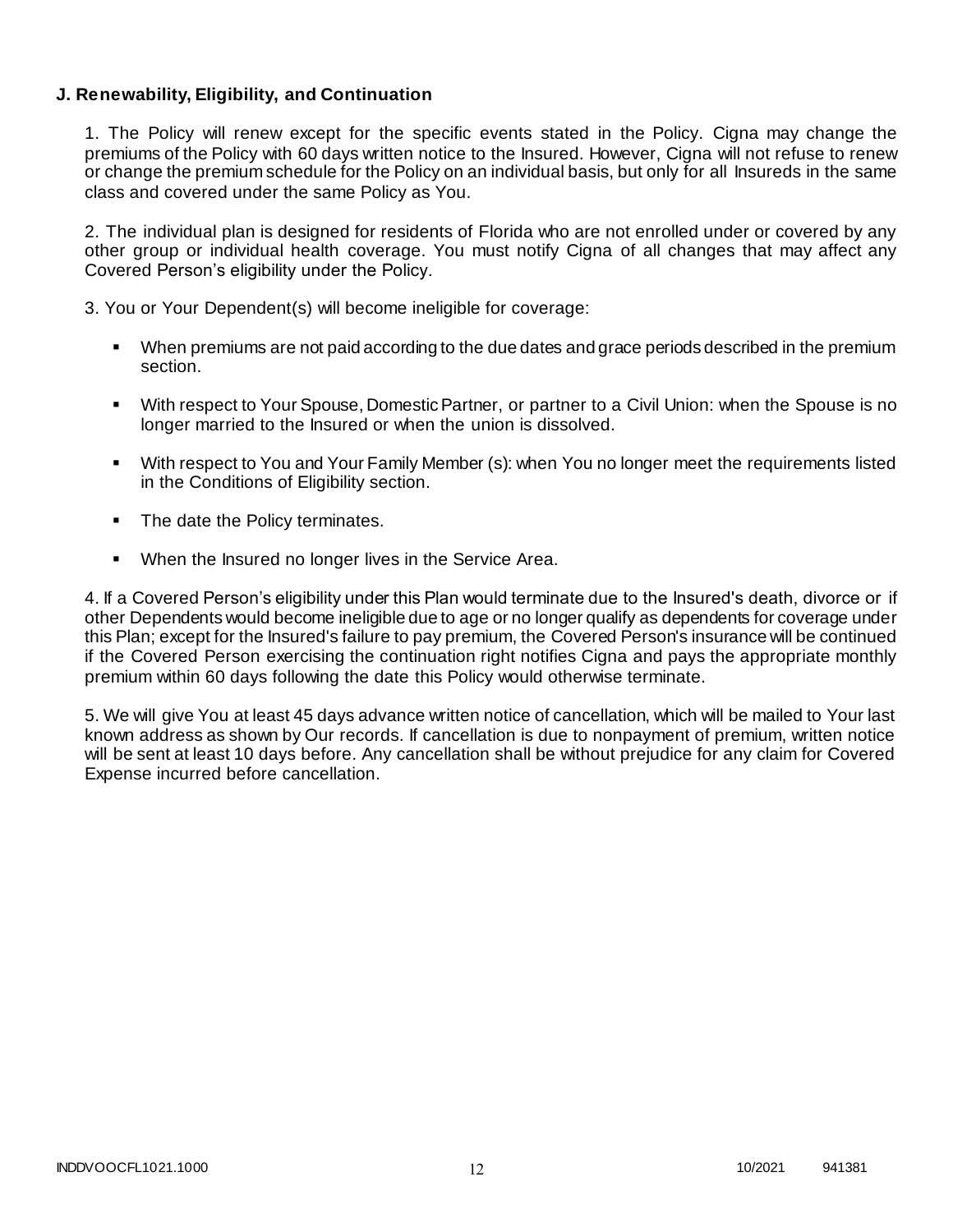### J. Renewability, Eligibility, and Continuation

1. The Policy will renew except for the specific events stated in the Policy. Cigna may change the premiums of the Policy with 60 days written notice to the Insured. However, Cigna will not refuse to renew or change the premium schedule for the Policy on an individual basis, but only for all Insureds in the same class and covered under the same Policy as You.

2. The individual plan is designed for residents of Florida who are not enrolled under or covered by any other group or individual health coverage. You must notify Cigna of all changes that may affect any Covered Person's eligibility under the Policy.

3. You or Your Dependent(s) will become ineligible for coverage:

- When premiums are not paid according to the due dates and grace periods described in the premium section.
- With respect to Your Spouse, Domestic Partner, or partner to a Civil Union: when the Spouse is no longer married to the Insured or when the union is dissolved.
- With respect to You and Your Family Member (s): when You no longer meet the requirements listed in the Conditions of Eligibility section.
- The date the Policy terminates.
- When the Insured no longer lives in the Service Area.

4. If a Covered Person's eligibility under this Plan would terminate due to the Insured's death, divorce or if other Dependents would become ineligible due to age or no longer qualify as dependents for coverage under this Plan; except for the Insured's failure to pay premium, the Covered Person's insurance will be continued if the Covered Person exercising the continuation right notifies Cigna and pays the appropriate monthly premium within 60 days following the date this Policy would otherwise terminate.

5. We will give You at least 45 days advance written notice of cancellation, which will be mailed to Your last known address as shown by Our records. If cancellation is due to nonpayment of premium, written notice will be sent at least 10 days before. Any cancellation shall be without prejudice for any claim for Covered Expense incurred before cancellation.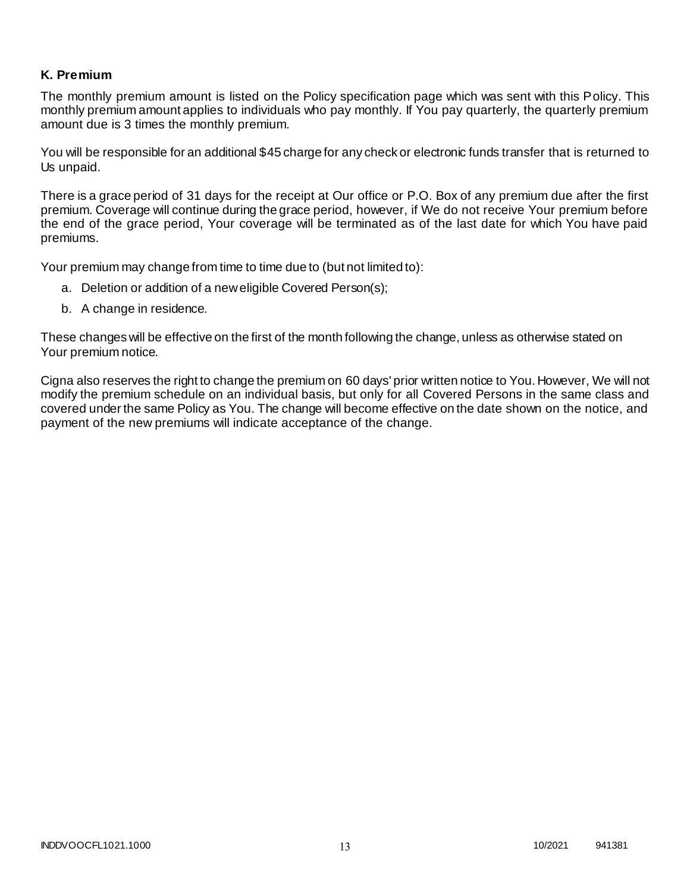**K. Premium**

The monthly premium amount is listed on the Policy specification page which was sent with this Policy. This monthly premium amount applies to individuals who pay monthly. If You pay quarterly, the quarterly premium amount due is 3 times the monthly premium.

You will be responsible for an additional $45 charge for any check or electronic funds transfer that is returned to Us unpaid.

There is a grace period of 31 days for the receipt at Our office or P.O. Box of any premium due after the first premium. Coverage will continue during the grace period, however, if We do not receive Your premium before the end of the grace period, Your coverage will be terminated as of the last date for which You have paid premiums.

Your premium may change from time to time due to (but not limited to):

a. Deletion or addition of a new eligible Covered Person(s);
b. A change in residence.

These changes will be effective on the first of the month following the change, unless as otherwise stated on Your premium notice.

Cigna also reserves the right to change the premium on 60 days' prior written notice to You. However, We will not modify the premium schedule on an individual basis, but only for all Covered Persons in the same class and covered under the same Policy as You. The change will become effective on the date shown on the notice, and payment of the new premiums will indicate acceptance of the change.